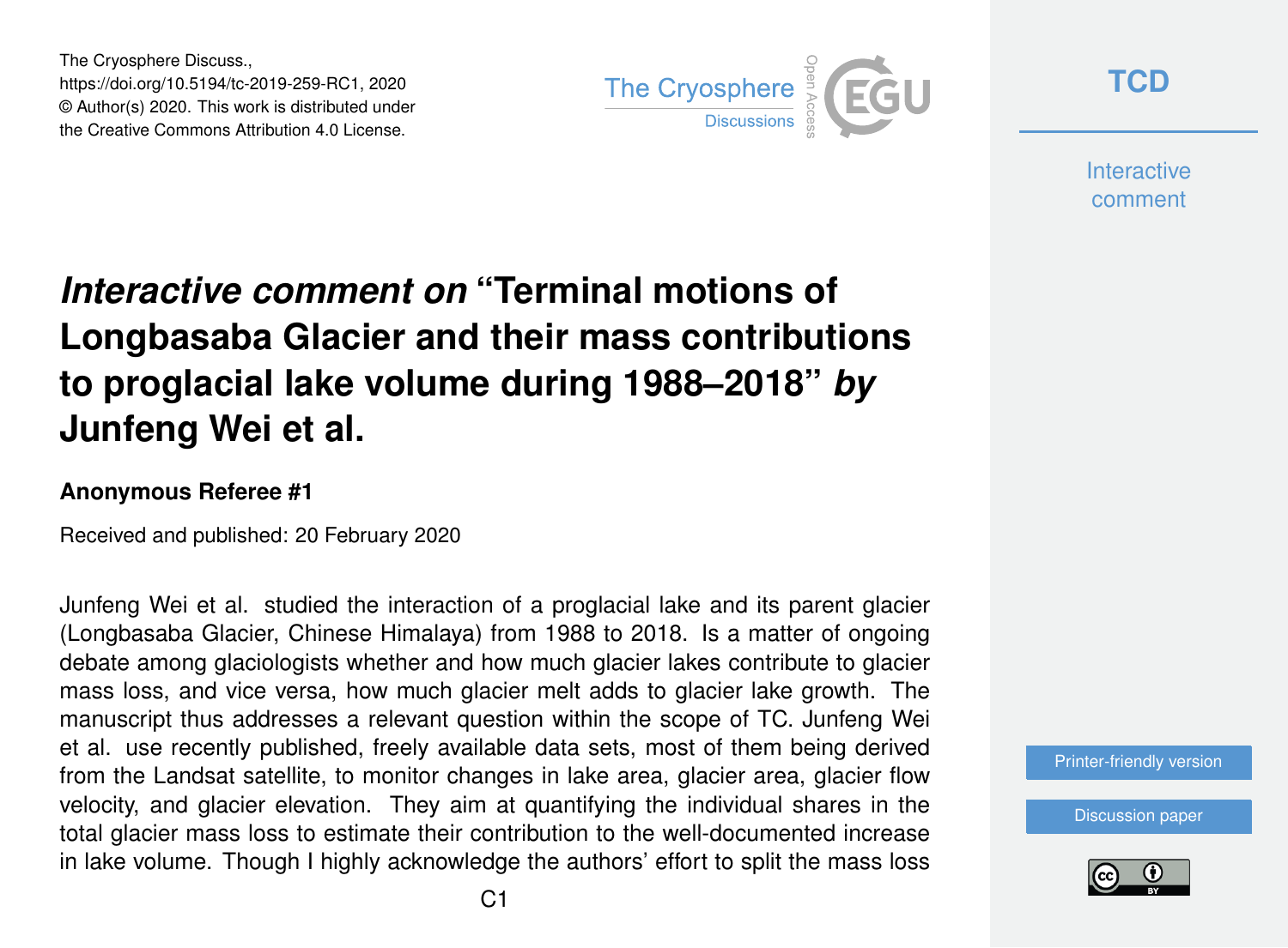The Cryosphere Discuss.,
https://doi.org/10.5194/tc-2019-259-RC1, 2020
© Author(s) 2020. This work is distributed under
the Creative Commons Attribution 4.0 License.

# *Interactive comment on* "Terminal motions of Longbasaba Glacier and their mass contributions to proglacial lake volume during 1988–2018" *by* Junfeng Wei et al.

**Anonymous Referee #1**

Received and published: 20 February 2020

Junfeng Wei et al. studied the interaction of a proglacial lake and its parent glacier (Longbasaba Glacier, Chinese Himalaya) from 1988 to 2018. Is a matter of ongoing debate among glaciologists whether and how much glacier lakes contribute to glacier mass loss, and vice versa, how much glacier melt adds to glacier lake growth. The manuscript thus addresses a relevant question within the scope of TC. Junfeng Wei et al. use recently published, freely available data sets, most of them being derived from the Landsat satellite, to monitor changes in lake area, glacier area, glacier flow velocity, and glacier elevation. They aim at quantifying the individual shares in the total glacier mass loss to estimate their contribution to the well-documented increase in lake volume. Though I highly acknowledge the authors' effort to split the mass loss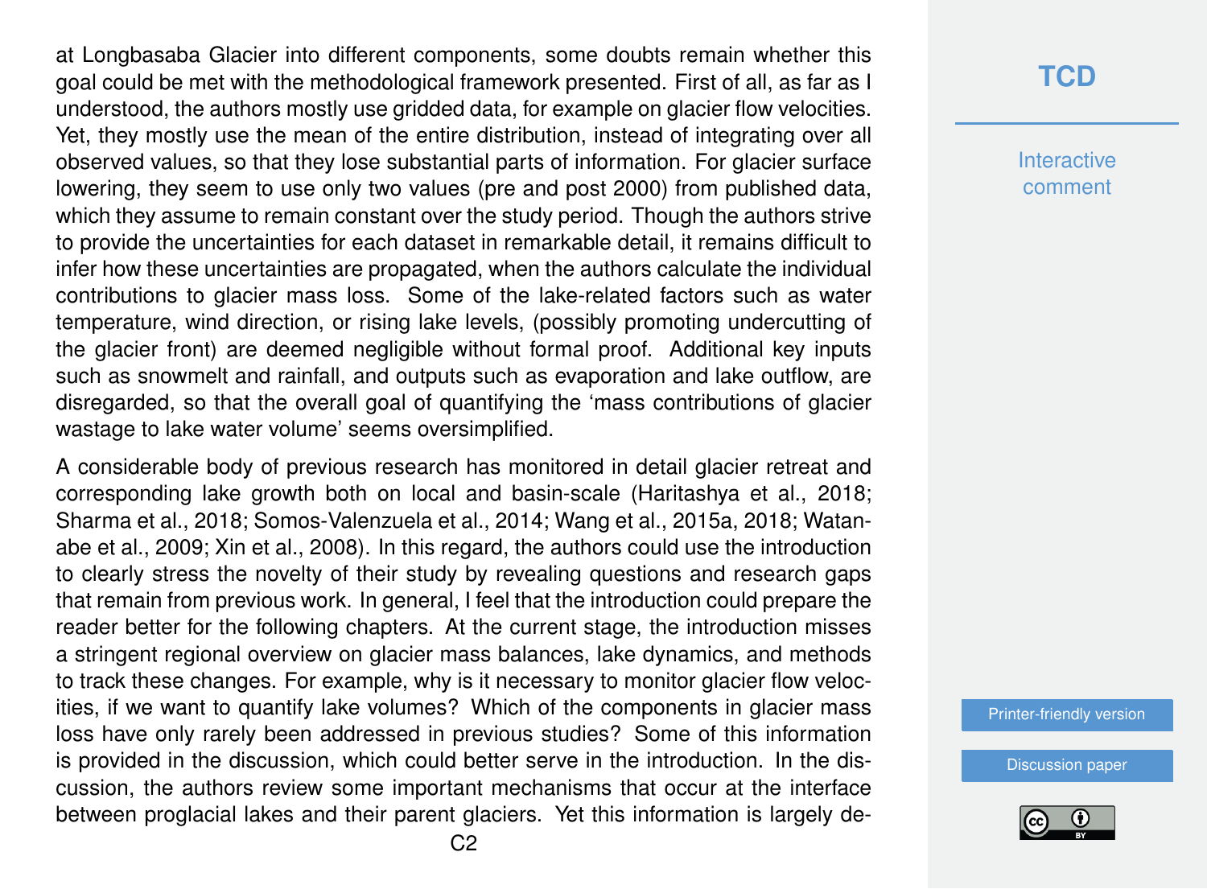at Longbasaba Glacier into different components, some doubts remain whether this goal could be met with the methodological framework presented. First of all, as far as I understood, the authors mostly use gridded data, for example on glacier flow velocities. Yet, they mostly use the mean of the entire distribution, instead of integrating over all observed values, so that they lose substantial parts of information. For glacier surface lowering, they seem to use only two values (pre and post 2000) from published data, which they assume to remain constant over the study period. Though the authors strive to provide the uncertainties for each dataset in remarkable detail, it remains difficult to infer how these uncertainties are propagated, when the authors calculate the individual contributions to glacier mass loss. Some of the lake-related factors such as water temperature, wind direction, or rising lake levels, (possibly promoting undercutting of the glacier front) are deemed negligible without formal proof. Additional key inputs such as snowmelt and rainfall, and outputs such as evaporation and lake outflow, are disregarded, so that the overall goal of quantifying the 'mass contributions of glacier wastage to lake water volume' seems oversimplified.

A considerable body of previous research has monitored in detail glacier retreat and corresponding lake growth both on local and basin-scale (Haritashya et al., 2018; Sharma et al., 2018; Somos-Valenzuela et al., 2014; Wang et al., 2015a, 2018; Watanabe et al., 2009; Xin et al., 2008). In this regard, the authors could use the introduction to clearly stress the novelty of their study by revealing questions and research gaps that remain from previous work. In general, I feel that the introduction could prepare the reader better for the following chapters. At the current stage, the introduction misses a stringent regional overview on glacier mass balances, lake dynamics, and methods to track these changes. For example, why is it necessary to monitor glacier flow velocities, if we want to quantify lake volumes? Which of the components in glacier mass loss have only rarely been addressed in previous studies? Some of this information is provided in the discussion, which could better serve in the introduction. In the discussion, the authors review some important mechanisms that occur at the interface between proglacial lakes and their parent glaciers. Yet this information is largely de-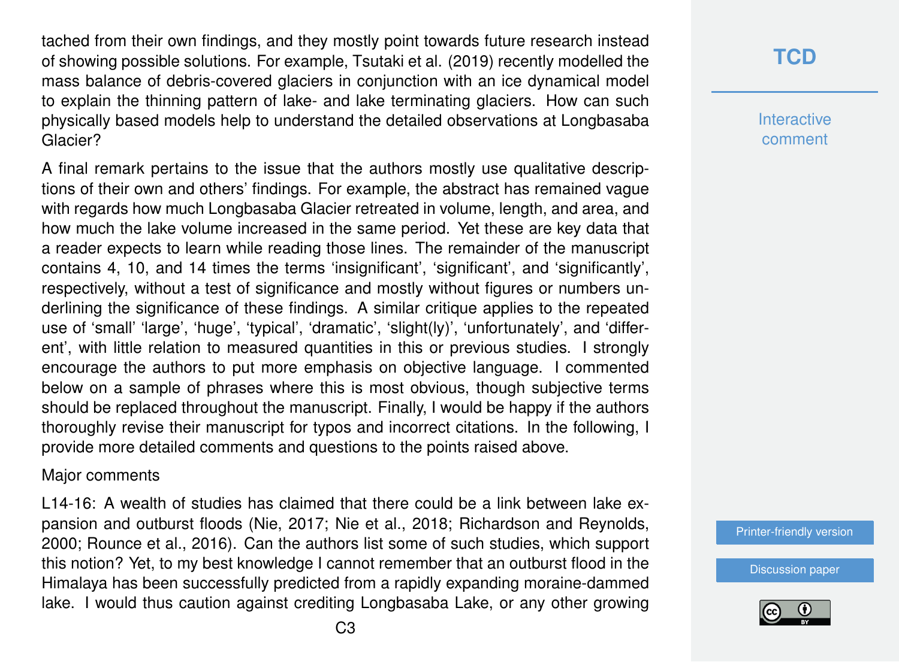tached from their own findings, and they mostly point towards future research instead of showing possible solutions. For example, Tsutaki et al. (2019) recently modelled the mass balance of debris-covered glaciers in conjunction with an ice dynamical model to explain the thinning pattern of lake- and lake terminating glaciers. How can such physically based models help to understand the detailed observations at Longbasaba Glacier?

A final remark pertains to the issue that the authors mostly use qualitative descriptions of their own and others' findings. For example, the abstract has remained vague with regards how much Longbasaba Glacier retreated in volume, length, and area, and how much the lake volume increased in the same period. Yet these are key data that a reader expects to learn while reading those lines. The remainder of the manuscript contains 4, 10, and 14 times the terms 'insignificant', 'significant', and 'significantly', respectively, without a test of significance and mostly without figures or numbers underlining the significance of these findings. A similar critique applies to the repeated use of 'small' 'large', 'huge', 'typical', 'dramatic', 'slight(ly)', 'unfortunately', and 'different', with little relation to measured quantities in this or previous studies. I strongly encourage the authors to put more emphasis on objective language. I commented below on a sample of phrases where this is most obvious, though subjective terms should be replaced throughout the manuscript. Finally, I would be happy if the authors thoroughly revise their manuscript for typos and incorrect citations. In the following, I provide more detailed comments and questions to the points raised above.

Major comments

L14-16: A wealth of studies has claimed that there could be a link between lake expansion and outburst floods (Nie, 2017; Nie et al., 2018; Richardson and Reynolds, 2000; Rounce et al., 2016). Can the authors list some of such studies, which support this notion? Yet, to my best knowledge I cannot remember that an outburst flood in the Himalaya has been successfully predicted from a rapidly expanding moraine-dammed lake. I would thus caution against crediting Longbasaba Lake, or any other growing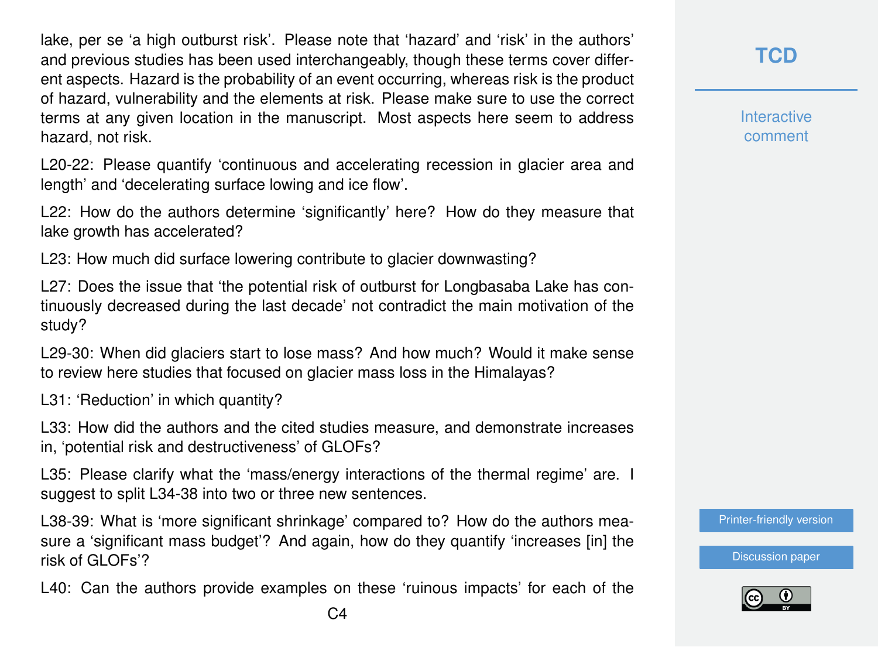lake, per se 'a high outburst risk'. Please note that 'hazard' and 'risk' in the authors' and previous studies has been used interchangeably, though these terms cover different aspects. Hazard is the probability of an event occurring, whereas risk is the product of hazard, vulnerability and the elements at risk. Please make sure to use the correct terms at any given location in the manuscript. Most aspects here seem to address hazard, not risk.

L20-22: Please quantify 'continuous and accelerating recession in glacier area and length' and 'decelerating surface lowing and ice flow'.

L22: How do the authors determine 'significantly' here? How do they measure that lake growth has accelerated?

L23: How much did surface lowering contribute to glacier downwasting?

L27: Does the issue that 'the potential risk of outburst for Longbasaba Lake has continuously decreased during the last decade' not contradict the main motivation of the study?

L29-30: When did glaciers start to lose mass? And how much? Would it make sense to review here studies that focused on glacier mass loss in the Himalayas?

L31: 'Reduction' in which quantity?

L33: How did the authors and the cited studies measure, and demonstrate increases in, 'potential risk and destructiveness' of GLOFs?

L35: Please clarify what the 'mass/energy interactions of the thermal regime' are. I suggest to split L34-38 into two or three new sentences.

L38-39: What is 'more significant shrinkage' compared to? How do the authors measure a 'significant mass budget'? And again, how do they quantify 'increases [in] the risk of GLOFs'?

L40: Can the authors provide examples on these 'ruinous impacts' for each of the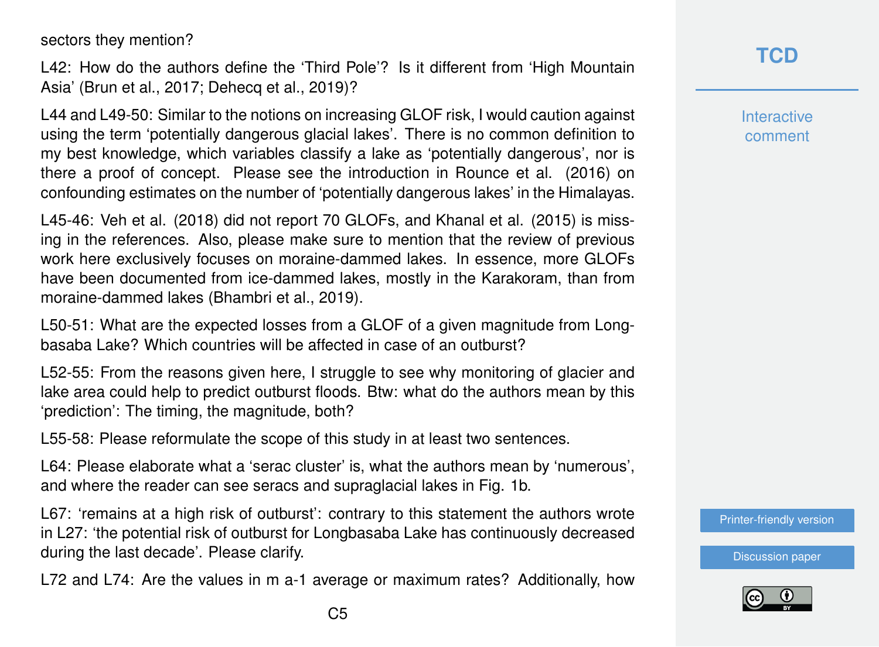sectors they mention?

L42: How do the authors define the 'Third Pole'? Is it different from 'High Mountain Asia' (Brun et al., 2017; Dehecq et al., 2019)?

L44 and L49-50: Similar to the notions on increasing GLOF risk, I would caution against using the term 'potentially dangerous glacial lakes'. There is no common definition to my best knowledge, which variables classify a lake as 'potentially dangerous', nor is there a proof of concept. Please see the introduction in Rounce et al. (2016) on confounding estimates on the number of 'potentially dangerous lakes' in the Himalayas.

L45-46: Veh et al. (2018) did not report 70 GLOFs, and Khanal et al. (2015) is missing in the references. Also, please make sure to mention that the review of previous work here exclusively focuses on moraine-dammed lakes. In essence, more GLOFs have been documented from ice-dammed lakes, mostly in the Karakoram, than from moraine-dammed lakes (Bhambri et al., 2019).

L50-51: What are the expected losses from a GLOF of a given magnitude from Longbasaba Lake? Which countries will be affected in case of an outburst?

L52-55: From the reasons given here, I struggle to see why monitoring of glacier and lake area could help to predict outburst floods. Btw: what do the authors mean by this 'prediction': The timing, the magnitude, both?

L55-58: Please reformulate the scope of this study in at least two sentences.

L64: Please elaborate what a 'serac cluster' is, what the authors mean by 'numerous', and where the reader can see seracs and supraglacial lakes in Fig. 1b.

L67: 'remains at a high risk of outburst': contrary to this statement the authors wrote in L27: 'the potential risk of outburst for Longbasaba Lake has continuously decreased during the last decade'. Please clarify.

L72 and L74: Are the values in m a-1 average or maximum rates? Additionally, how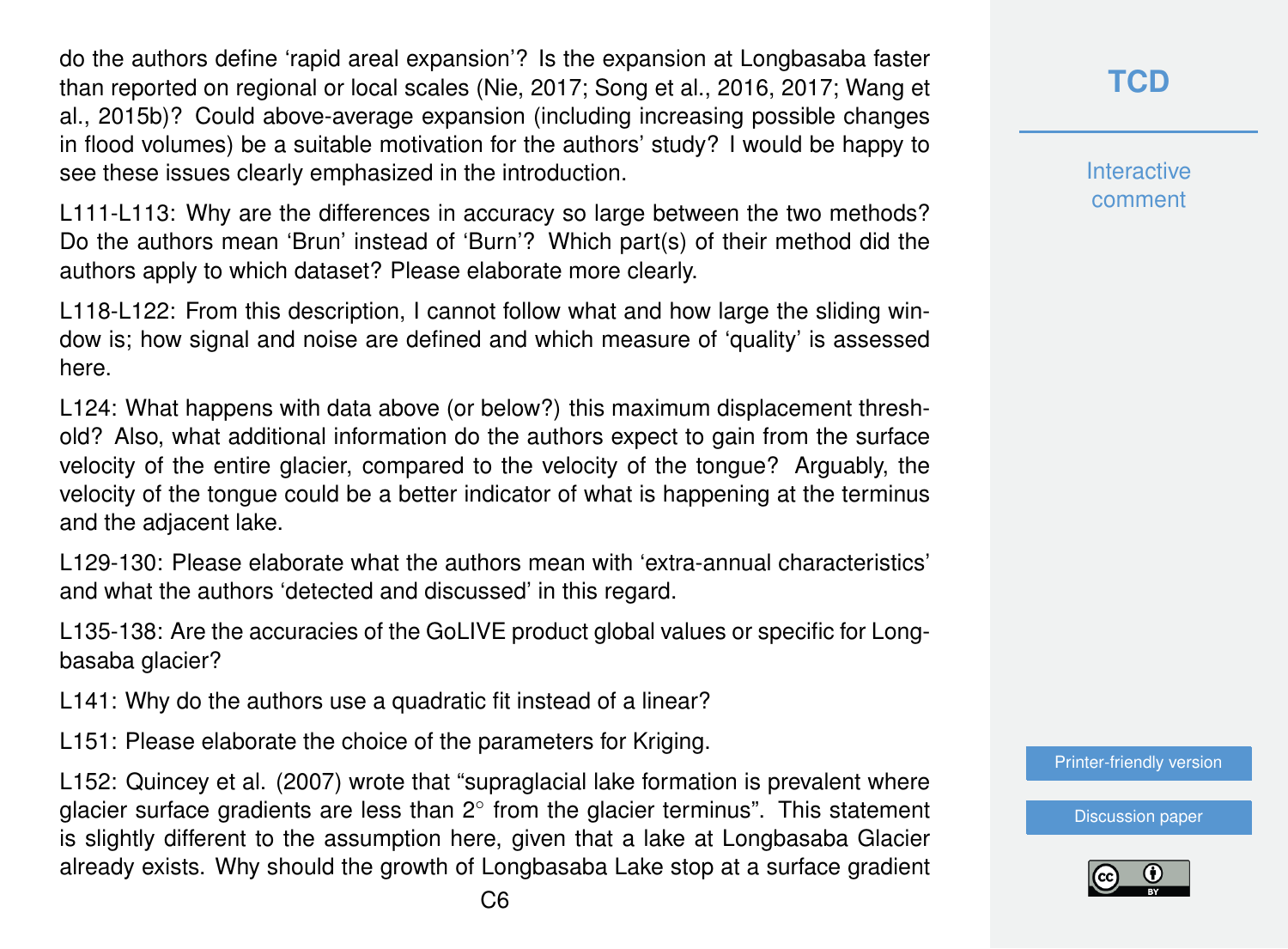do the authors define 'rapid areal expansion'? Is the expansion at Longbasaba faster than reported on regional or local scales (Nie, 2017; Song et al., 2016, 2017; Wang et al., 2015b)? Could above-average expansion (including increasing possible changes in flood volumes) be a suitable motivation for the authors' study? I would be happy to see these issues clearly emphasized in the introduction.

L111-L113: Why are the differences in accuracy so large between the two methods? Do the authors mean 'Brun' instead of 'Burn'? Which part(s) of their method did the authors apply to which dataset? Please elaborate more clearly.

L118-L122: From this description, I cannot follow what and how large the sliding window is; how signal and noise are defined and which measure of 'quality' is assessed here.

L124: What happens with data above (or below?) this maximum displacement threshold? Also, what additional information do the authors expect to gain from the surface velocity of the entire glacier, compared to the velocity of the tongue? Arguably, the velocity of the tongue could be a better indicator of what is happening at the terminus and the adjacent lake.

L129-130: Please elaborate what the authors mean with 'extra-annual characteristics' and what the authors 'detected and discussed' in this regard.

L135-138: Are the accuracies of the GoLIVE product global values or specific for Longbasaba glacier?

L141: Why do the authors use a quadratic fit instead of a linear?

L151: Please elaborate the choice of the parameters for Kriging.

L152: Quincey et al. (2007) wrote that "supraglacial lake formation is prevalent where glacier surface gradients are less than 2° from the glacier terminus". This statement is slightly different to the assumption here, given that a lake at Longbasaba Glacier already exists. Why should the growth of Longbasaba Lake stop at a surface gradient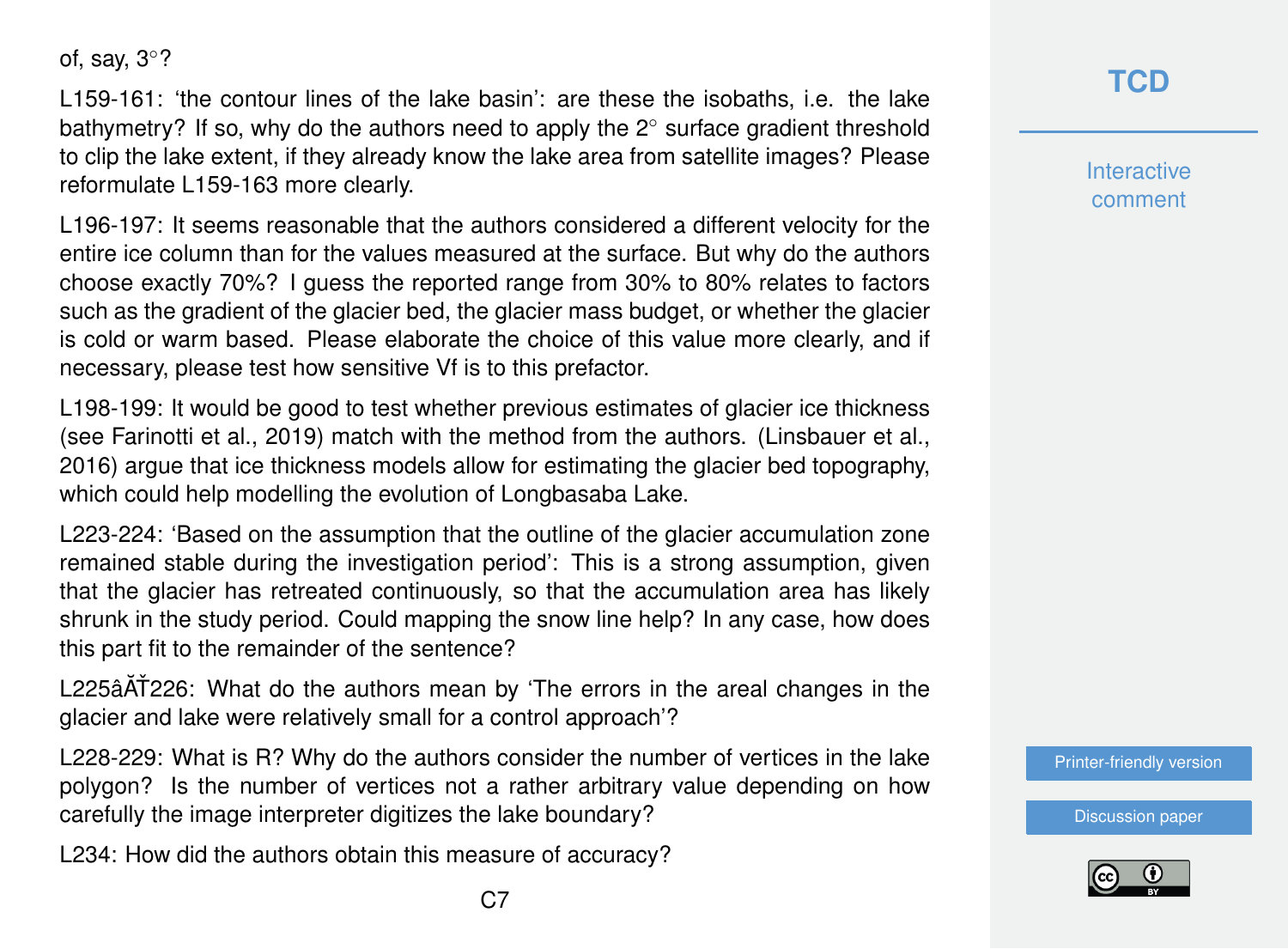of, say, 3°?

L159-161: 'the contour lines of the lake basin': are these the isobaths, i.e. the lake bathymetry? If so, why do the authors need to apply the 2° surface gradient threshold to clip the lake extent, if they already know the lake area from satellite images? Please reformulate L159-163 more clearly.

L196-197: It seems reasonable that the authors considered a different velocity for the entire ice column than for the values measured at the surface. But why do the authors choose exactly 70%? I guess the reported range from 30% to 80% relates to factors such as the gradient of the glacier bed, the glacier mass budget, or whether the glacier is cold or warm based. Please elaborate the choice of this value more clearly, and if necessary, please test how sensitive Vf is to this prefactor.

L198-199: It would be good to test whether previous estimates of glacier ice thickness (see Farinotti et al., 2019) match with the method from the authors. (Linsbauer et al., 2016) argue that ice thickness models allow for estimating the glacier bed topography, which could help modelling the evolution of Longbasaba Lake.

L223-224: 'Based on the assumption that the outline of the glacier accumulation zone remained stable during the investigation period': This is a strong assumption, given that the glacier has retreated continuously, so that the accumulation area has likely shrunk in the study period. Could mapping the snow line help? In any case, how does this part fit to the remainder of the sentence?

L225âĂŤ226: What do the authors mean by 'The errors in the areal changes in the glacier and lake were relatively small for a control approach'?

L228-229: What is R? Why do the authors consider the number of vertices in the lake polygon? Is the number of vertices not a rather arbitrary value depending on how carefully the image interpreter digitizes the lake boundary?

L234: How did the authors obtain this measure of accuracy?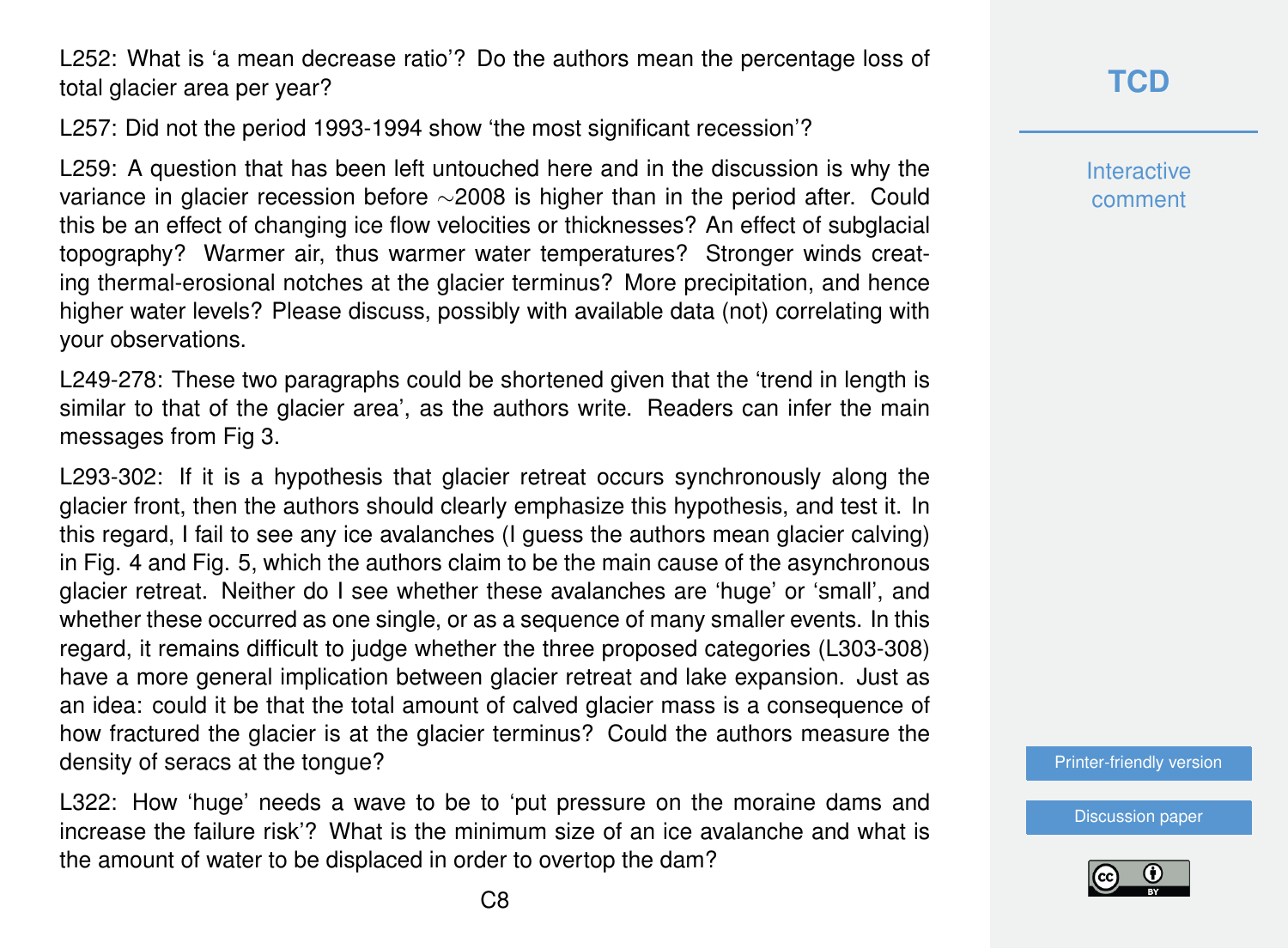L252: What is 'a mean decrease ratio'? Do the authors mean the percentage loss of total glacier area per year?

L257: Did not the period 1993-1994 show 'the most significant recession'?

L259: A question that has been left untouched here and in the discussion is why the variance in glacier recession before ~2008 is higher than in the period after. Could this be an effect of changing ice flow velocities or thicknesses? An effect of subglacial topography? Warmer air, thus warmer water temperatures? Stronger winds creating thermal-erosional notches at the glacier terminus? More precipitation, and hence higher water levels? Please discuss, possibly with available data (not) correlating with your observations.

L249-278: These two paragraphs could be shortened given that the 'trend in length is similar to that of the glacier area', as the authors write. Readers can infer the main messages from Fig 3.

L293-302: If it is a hypothesis that glacier retreat occurs synchronously along the glacier front, then the authors should clearly emphasize this hypothesis, and test it. In this regard, I fail to see any ice avalanches (I guess the authors mean glacier calving) in Fig. 4 and Fig. 5, which the authors claim to be the main cause of the asynchronous glacier retreat. Neither do I see whether these avalanches are 'huge' or 'small', and whether these occurred as one single, or as a sequence of many smaller events. In this regard, it remains difficult to judge whether the three proposed categories (L303-308) have a more general implication between glacier retreat and lake expansion. Just as an idea: could it be that the total amount of calved glacier mass is a consequence of how fractured the glacier is at the glacier terminus? Could the authors measure the density of seracs at the tongue?

L322: How 'huge' needs a wave to be to 'put pressure on the moraine dams and increase the failure risk'? What is the minimum size of an ice avalanche and what is the amount of water to be displaced in order to overtop the dam?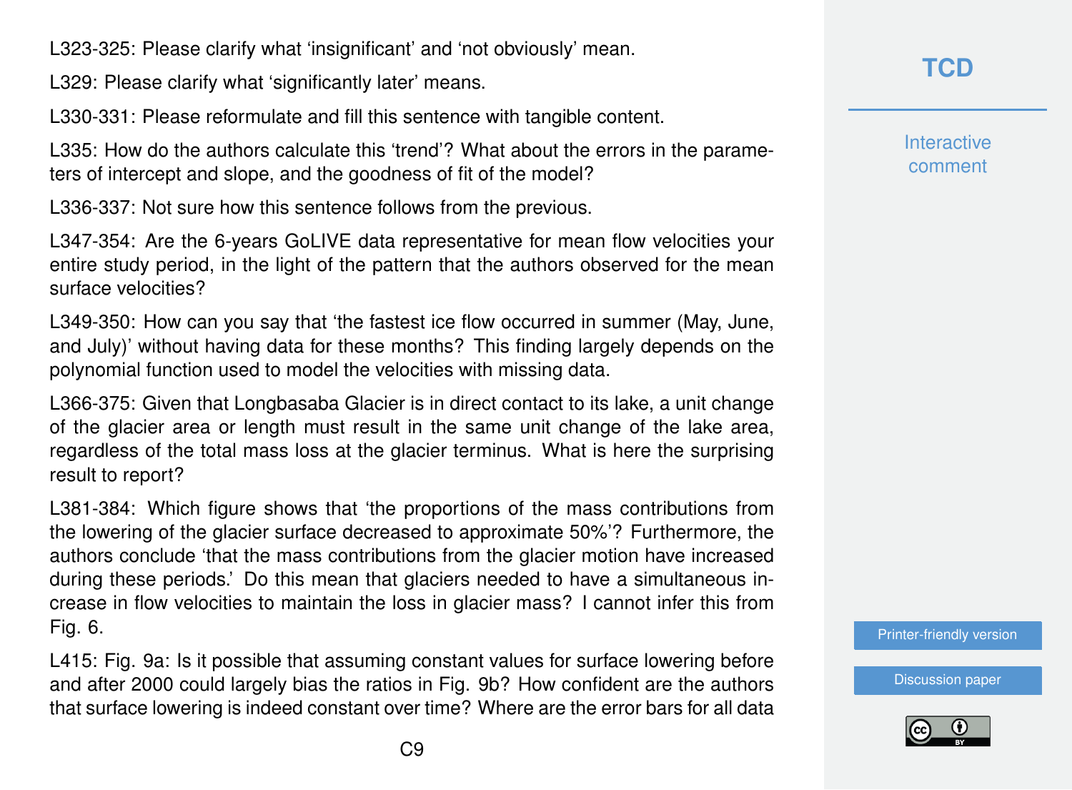L323-325: Please clarify what 'insignificant' and 'not obviously' mean.

L329: Please clarify what 'significantly later' means.

L330-331: Please reformulate and fill this sentence with tangible content.

L335: How do the authors calculate this 'trend'? What about the errors in the parameters of intercept and slope, and the goodness of fit of the model?

L336-337: Not sure how this sentence follows from the previous.

L347-354: Are the 6-years GoLIVE data representative for mean flow velocities your entire study period, in the light of the pattern that the authors observed for the mean surface velocities?

L349-350: How can you say that 'the fastest ice flow occurred in summer (May, June, and July)' without having data for these months? This finding largely depends on the polynomial function used to model the velocities with missing data.

L366-375: Given that Longbasaba Glacier is in direct contact to its lake, a unit change of the glacier area or length must result in the same unit change of the lake area, regardless of the total mass loss at the glacier terminus. What is here the surprising result to report?

L381-384: Which figure shows that 'the proportions of the mass contributions from the lowering of the glacier surface decreased to approximate 50%'? Furthermore, the authors conclude 'that the mass contributions from the glacier motion have increased during these periods.' Do this mean that glaciers needed to have a simultaneous increase in flow velocities to maintain the loss in glacier mass? I cannot infer this from Fig. 6.

L415: Fig. 9a: Is it possible that assuming constant values for surface lowering before and after 2000 could largely bias the ratios in Fig. 9b? How confident are the authors that surface lowering is indeed constant over time? Where are the error bars for all data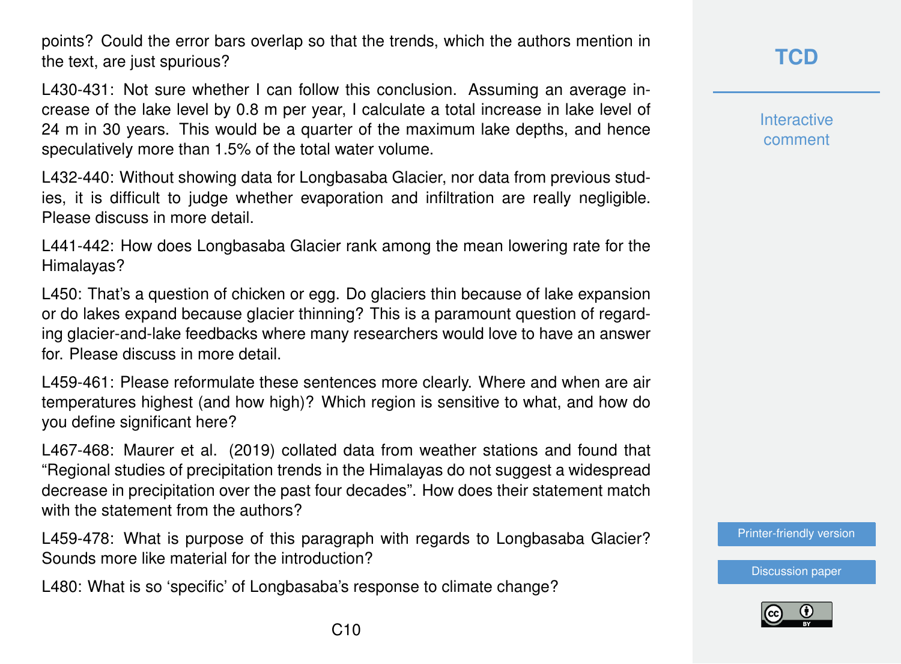points? Could the error bars overlap so that the trends, which the authors mention in the text, are just spurious?

L430-431: Not sure whether I can follow this conclusion. Assuming an average increase of the lake level by 0.8 m per year, I calculate a total increase in lake level of 24 m in 30 years. This would be a quarter of the maximum lake depths, and hence speculatively more than 1.5% of the total water volume.

L432-440: Without showing data for Longbasaba Glacier, nor data from previous studies, it is difficult to judge whether evaporation and infiltration are really negligible. Please discuss in more detail.

L441-442: How does Longbasaba Glacier rank among the mean lowering rate for the Himalayas?

L450: That's a question of chicken or egg. Do glaciers thin because of lake expansion or do lakes expand because glacier thinning? This is a paramount question of regarding glacier-and-lake feedbacks where many researchers would love to have an answer for. Please discuss in more detail.

L459-461: Please reformulate these sentences more clearly. Where and when are air temperatures highest (and how high)? Which region is sensitive to what, and how do you define significant here?

L467-468: Maurer et al. (2019) collated data from weather stations and found that "Regional studies of precipitation trends in the Himalayas do not suggest a widespread decrease in precipitation over the past four decades". How does their statement match with the statement from the authors?

L459-478: What is purpose of this paragraph with regards to Longbasaba Glacier? Sounds more like material for the introduction?

L480: What is so 'specific' of Longbasaba's response to climate change?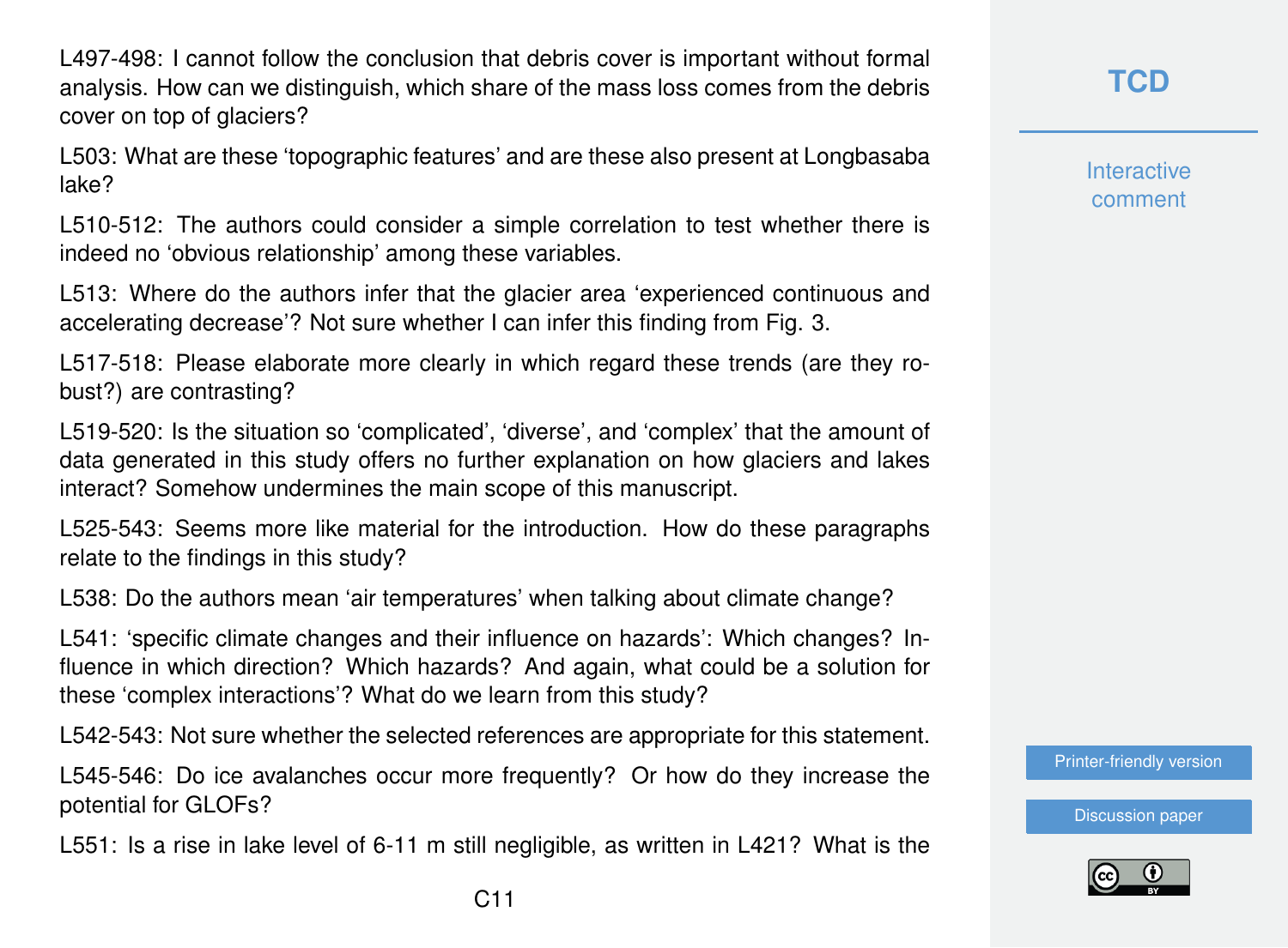L497-498: I cannot follow the conclusion that debris cover is important without formal analysis. How can we distinguish, which share of the mass loss comes from the debris cover on top of glaciers?

L503: What are these 'topographic features' and are these also present at Longbasaba lake?

L510-512: The authors could consider a simple correlation to test whether there is indeed no 'obvious relationship' among these variables.

L513: Where do the authors infer that the glacier area 'experienced continuous and accelerating decrease'? Not sure whether I can infer this finding from Fig. 3.

L517-518: Please elaborate more clearly in which regard these trends (are they robust?) are contrasting?

L519-520: Is the situation so 'complicated', 'diverse', and 'complex' that the amount of data generated in this study offers no further explanation on how glaciers and lakes interact? Somehow undermines the main scope of this manuscript.

L525-543: Seems more like material for the introduction. How do these paragraphs relate to the findings in this study?

L538: Do the authors mean 'air temperatures' when talking about climate change?

L541: 'specific climate changes and their influence on hazards': Which changes? Influence in which direction? Which hazards? And again, what could be a solution for these 'complex interactions'? What do we learn from this study?

L542-543: Not sure whether the selected references are appropriate for this statement.

L545-546: Do ice avalanches occur more frequently? Or how do they increase the potential for GLOFs?

L551: Is a rise in lake level of 6-11 m still negligible, as written in L421? What is the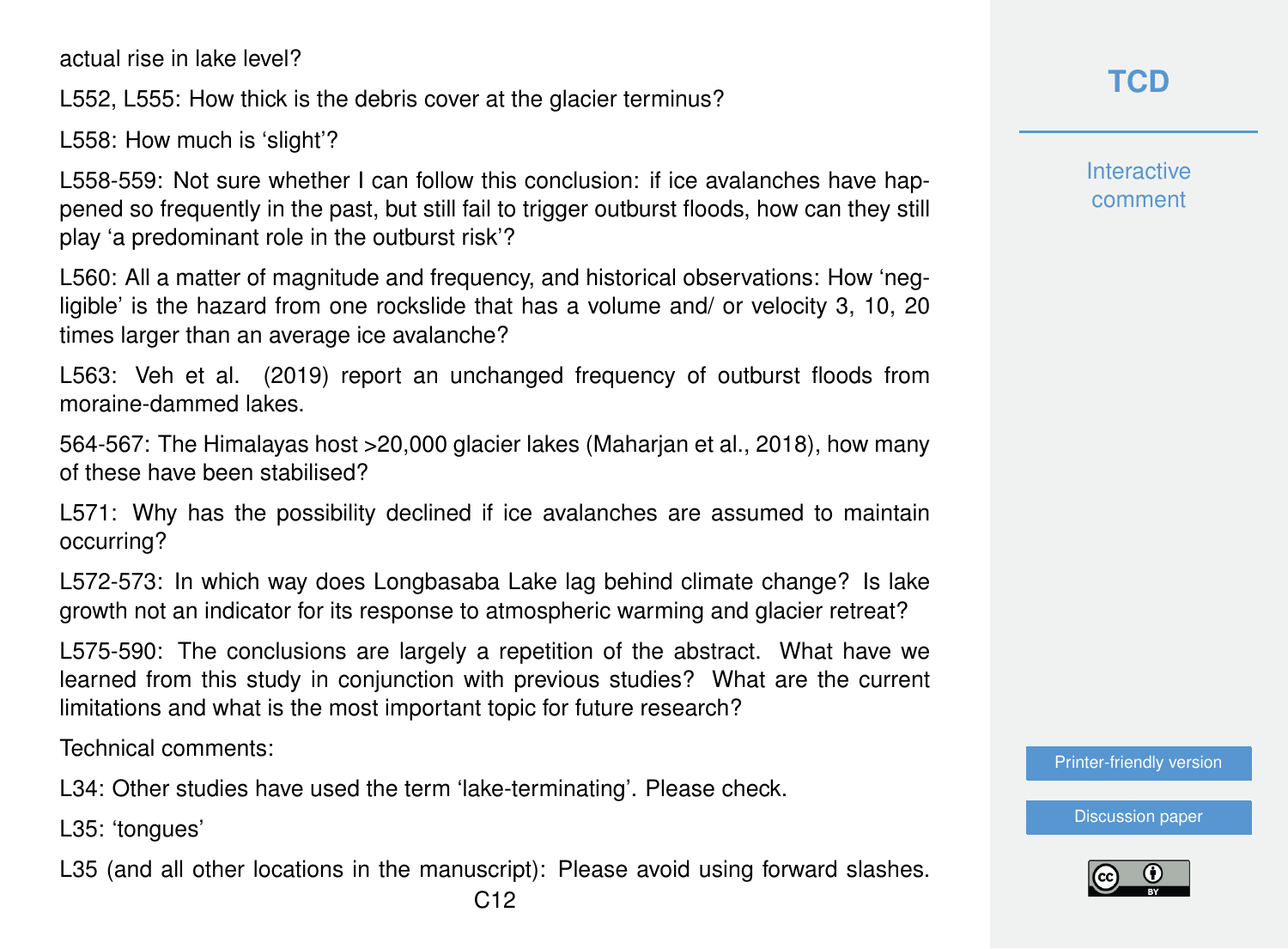actual rise in lake level?

L552, L555: How thick is the debris cover at the glacier terminus?

L558: How much is 'slight'?

L558-559: Not sure whether I can follow this conclusion: if ice avalanches have happened so frequently in the past, but still fail to trigger outburst floods, how can they still play 'a predominant role in the outburst risk'?

L560: All a matter of magnitude and frequency, and historical observations: How 'negligible' is the hazard from one rockslide that has a volume and/ or velocity 3, 10, 20 times larger than an average ice avalanche?

L563: Veh et al. (2019) report an unchanged frequency of outburst floods from moraine-dammed lakes.

564-567: The Himalayas host >20,000 glacier lakes (Maharjan et al., 2018), how many of these have been stabilised?

L571: Why has the possibility declined if ice avalanches are assumed to maintain occurring?

L572-573: In which way does Longbasaba Lake lag behind climate change? Is lake growth not an indicator for its response to atmospheric warming and glacier retreat?

L575-590: The conclusions are largely a repetition of the abstract. What have we learned from this study in conjunction with previous studies? What are the current limitations and what is the most important topic for future research?

Technical comments:

L34: Other studies have used the term 'lake-terminating'. Please check.

L35: 'tongues'

L35 (and all other locations in the manuscript): Please avoid using forward slashes.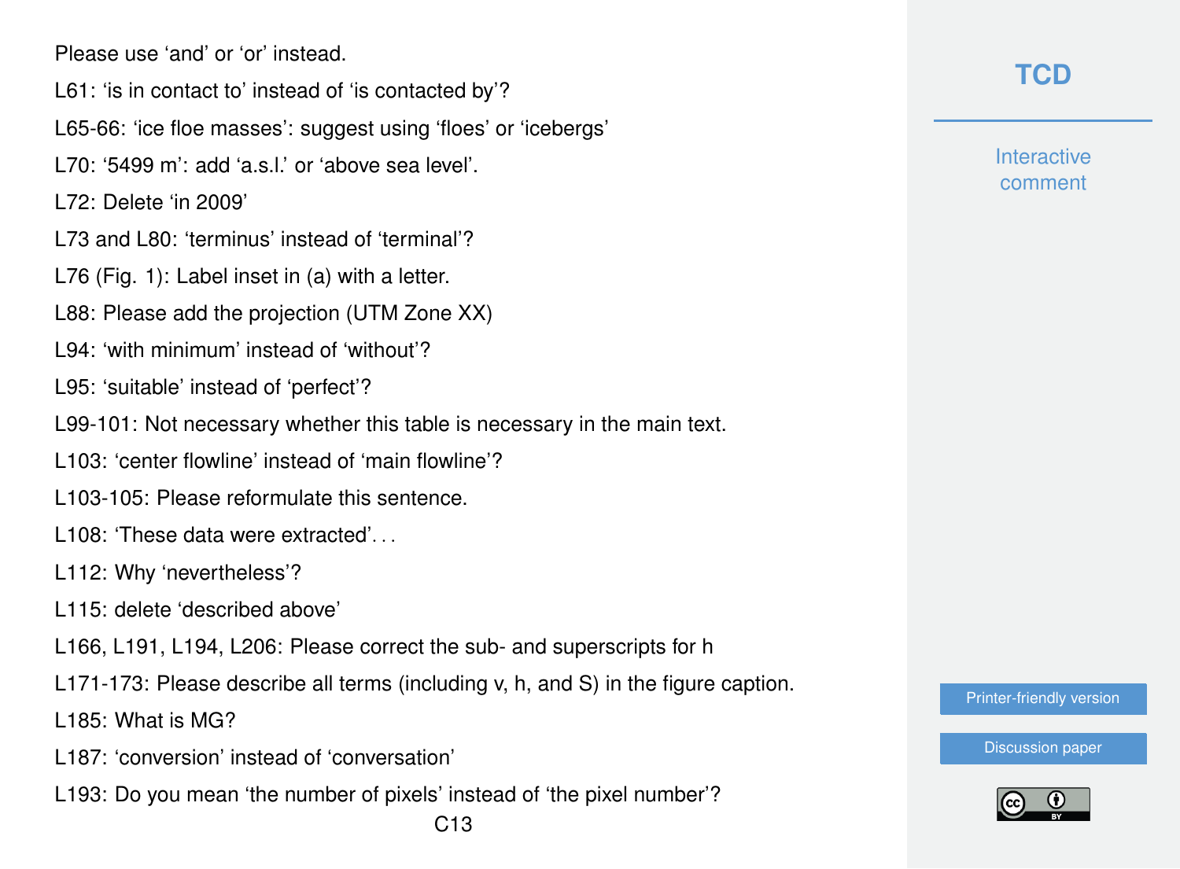Please use ‘and’ or ‘or’ instead.

L61: ‘is in contact to’ instead of ‘is contacted by’?

L65-66: ‘ice floe masses’: suggest using ‘floes’ or ‘icebergs’

L70: ‘5499 m’: add ‘a.s.l.’ or ‘above sea level’.

L72: Delete ‘in 2009’

L73 and L80: ‘terminus’ instead of ‘terminal’?

L76 (Fig. 1): Label inset in (a) with a letter.

L88: Please add the projection (UTM Zone XX)

L94: ‘with minimum’ instead of ‘without’?

L95: ‘suitable’ instead of ‘perfect’?

L99-101: Not necessary whether this table is necessary in the main text.

L103: ‘center flowline’ instead of ‘main flowline’?

L103-105: Please reformulate this sentence.

L108: ‘These data were extracted’. . .

L112: Why ‘nevertheless’?

L115: delete ‘described above’

L166, L191, L194, L206: Please correct the sub- and superscripts for h

L171-173: Please describe all terms (including v, h, and S) in the figure caption.

L185: What is MG?

L187: ‘conversion’ instead of ‘conversation’

L193: Do you mean ‘the number of pixels’ instead of ‘the pixel number’?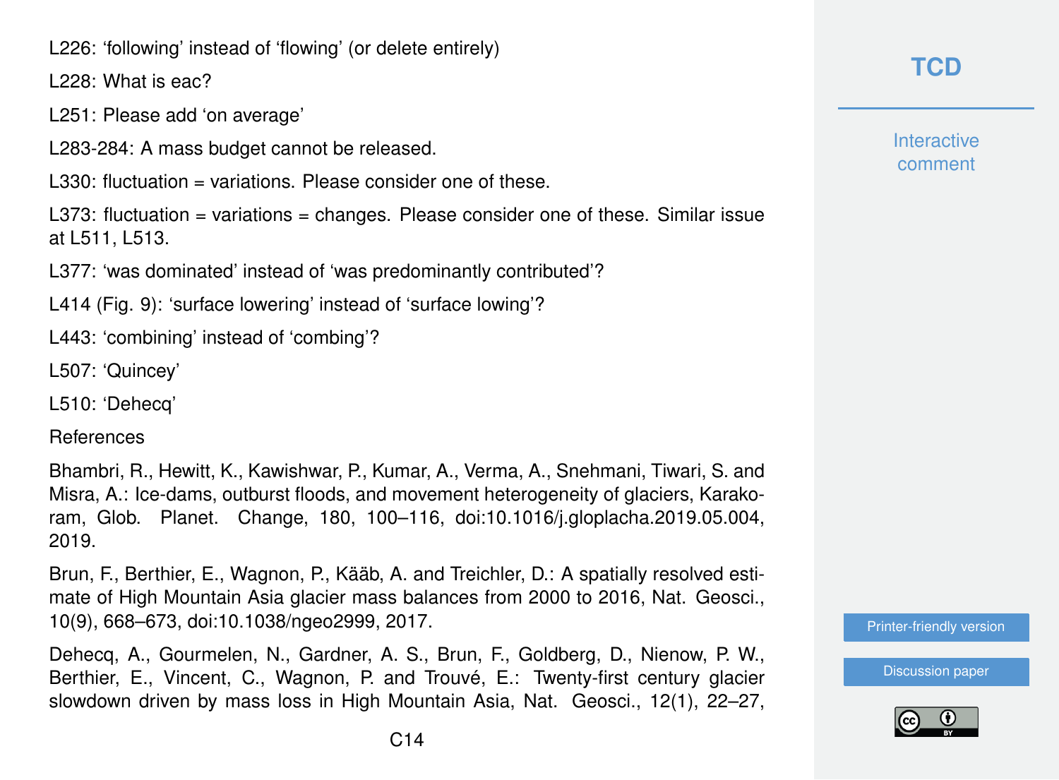L226: 'following' instead of 'flowing' (or delete entirely)

L228: What is eac?

L251: Please add 'on average'

L283-284: A mass budget cannot be released.

L330: fluctuation = variations. Please consider one of these.

L373: fluctuation = variations = changes. Please consider one of these. Similar issue at L511, L513.

L377: 'was dominated' instead of 'was predominantly contributed'?

L414 (Fig. 9): 'surface lowering' instead of 'surface lowing'?

L443: 'combining' instead of 'combing'?

L507: 'Quincey'

L510: 'Dehecq'

References

Bhambri, R., Hewitt, K., Kawishwar, P., Kumar, A., Verma, A., Snehmani, Tiwari, S. and Misra, A.: Ice-dams, outburst floods, and movement heterogeneity of glaciers, Karakoram, Glob. Planet. Change, 180, 100–116, doi:10.1016/j.gloplacha.2019.05.004, 2019.

Brun, F., Berthier, E., Wagnon, P., Kääb, A. and Treichler, D.: A spatially resolved estimate of High Mountain Asia glacier mass balances from 2000 to 2016, Nat. Geosci., 10(9), 668–673, doi:10.1038/ngeo2999, 2017.

Dehecq, A., Gourmelen, N., Gardner, A. S., Brun, F., Goldberg, D., Nienow, P. W., Berthier, E., Vincent, C., Wagnon, P. and Trouvé, E.: Twenty-first century glacier slowdown driven by mass loss in High Mountain Asia, Nat. Geosci., 12(1), 22–27,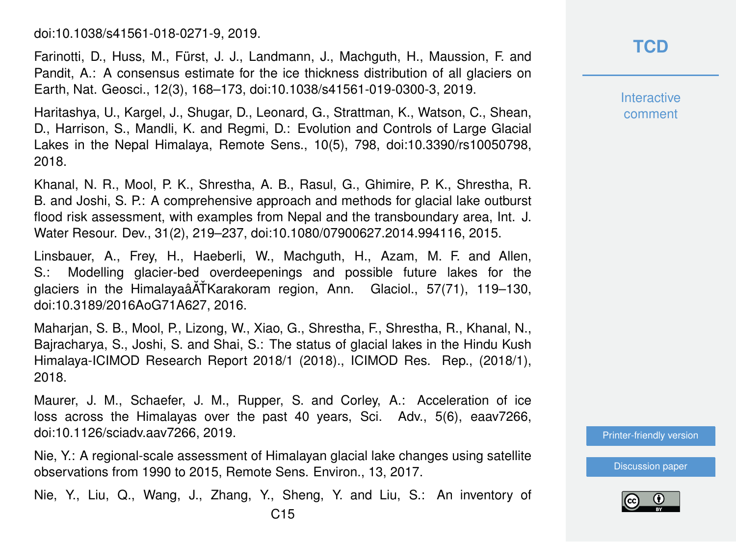doi:10.1038/s41561-018-0271-9, 2019.

Farinotti, D., Huss, M., Fürst, J. J., Landmann, J., Machguth, H., Maussion, F. and Pandit, A.: A consensus estimate for the ice thickness distribution of all glaciers on Earth, Nat. Geosci., 12(3), 168–173, doi:10.1038/s41561-019-0300-3, 2019.

Haritashya, U., Kargel, J., Shugar, D., Leonard, G., Strattman, K., Watson, C., Shean, D., Harrison, S., Mandli, K. and Regmi, D.: Evolution and Controls of Large Glacial Lakes in the Nepal Himalaya, Remote Sens., 10(5), 798, doi:10.3390/rs10050798, 2018.

Khanal, N. R., Mool, P. K., Shrestha, A. B., Rasul, G., Ghimire, P. K., Shrestha, R. B. and Joshi, S. P.: A comprehensive approach and methods for glacial lake outburst flood risk assessment, with examples from Nepal and the transboundary area, Int. J. Water Resour. Dev., 31(2), 219–237, doi:10.1080/07900627.2014.994116, 2015.

Linsbauer, A., Frey, H., Haeberli, W., Machguth, H., Azam, M. F. and Allen, S.: Modelling glacier-bed overdeepenings and possible future lakes for the glaciers in the HimalayaâĂŤKarakoram region, Ann. Glaciol., 57(71), 119–130, doi:10.3189/2016AoG71A627, 2016.

Maharjan, S. B., Mool, P., Lizong, W., Xiao, G., Shrestha, F., Shrestha, R., Khanal, N., Bajracharya, S., Joshi, S. and Shai, S.: The status of glacial lakes in the Hindu Kush Himalaya-ICIMOD Research Report 2018/1 (2018)., ICIMOD Res. Rep., (2018/1), 2018.

Maurer, J. M., Schaefer, J. M., Rupper, S. and Corley, A.: Acceleration of ice loss across the Himalayas over the past 40 years, Sci. Adv., 5(6), eaav7266, doi:10.1126/sciadv.aav7266, 2019.

Nie, Y.: A regional-scale assessment of Himalayan glacial lake changes using satellite observations from 1990 to 2015, Remote Sens. Environ., 13, 2017.

Nie, Y., Liu, Q., Wang, J., Zhang, Y., Sheng, Y. and Liu, S.: An inventory of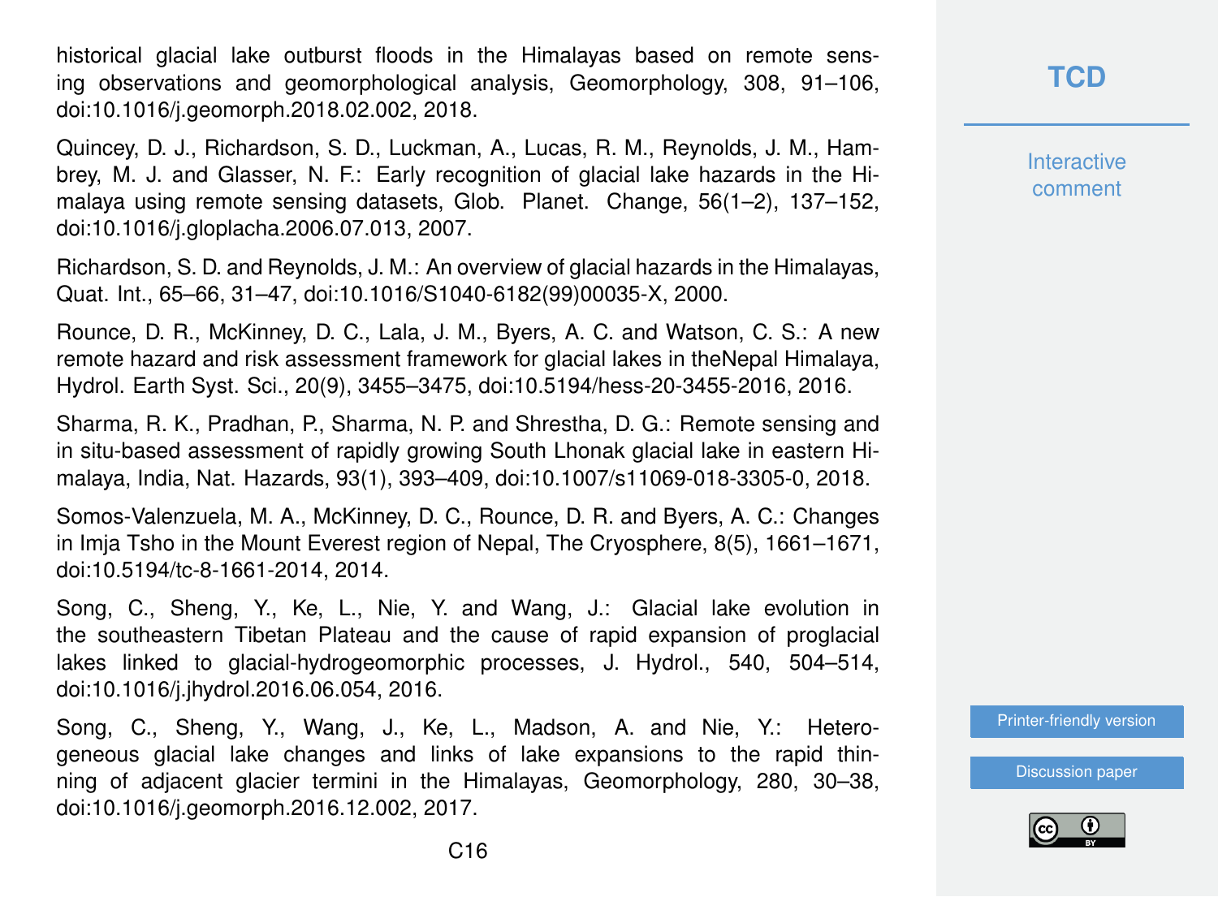historical glacial lake outburst floods in the Himalayas based on remote sensing observations and geomorphological analysis, Geomorphology, 308, 91–106, doi:10.1016/j.geomorph.2018.02.002, 2018.

Quincey, D. J., Richardson, S. D., Luckman, A., Lucas, R. M., Reynolds, J. M., Hambrey, M. J. and Glasser, N. F.: Early recognition of glacial lake hazards in the Himalaya using remote sensing datasets, Glob. Planet. Change, 56(1–2), 137–152, doi:10.1016/j.gloplacha.2006.07.013, 2007.

Richardson, S. D. and Reynolds, J. M.: An overview of glacial hazards in the Himalayas, Quat. Int., 65–66, 31–47, doi:10.1016/S1040-6182(99)00035-X, 2000.

Rounce, D. R., McKinney, D. C., Lala, J. M., Byers, A. C. and Watson, C. S.: A new remote hazard and risk assessment framework for glacial lakes in theNepal Himalaya, Hydrol. Earth Syst. Sci., 20(9), 3455–3475, doi:10.5194/hess-20-3455-2016, 2016.

Sharma, R. K., Pradhan, P., Sharma, N. P. and Shrestha, D. G.: Remote sensing and in situ-based assessment of rapidly growing South Lhonak glacial lake in eastern Himalaya, India, Nat. Hazards, 93(1), 393–409, doi:10.1007/s11069-018-3305-0, 2018.

Somos-Valenzuela, M. A., McKinney, D. C., Rounce, D. R. and Byers, A. C.: Changes in Imja Tsho in the Mount Everest region of Nepal, The Cryosphere, 8(5), 1661–1671, doi:10.5194/tc-8-1661-2014, 2014.

Song, C., Sheng, Y., Ke, L., Nie, Y. and Wang, J.: Glacial lake evolution in the southeastern Tibetan Plateau and the cause of rapid expansion of proglacial lakes linked to glacial-hydrogeomorphic processes, J. Hydrol., 540, 504–514, doi:10.1016/j.jhydrol.2016.06.054, 2016.

Song, C., Sheng, Y., Wang, J., Ke, L., Madson, A. and Nie, Y.: Heterogeneous glacial lake changes and links of lake expansions to the rapid thinning of adjacent glacier termini in the Himalayas, Geomorphology, 280, 30–38, doi:10.1016/j.geomorph.2016.12.002, 2017.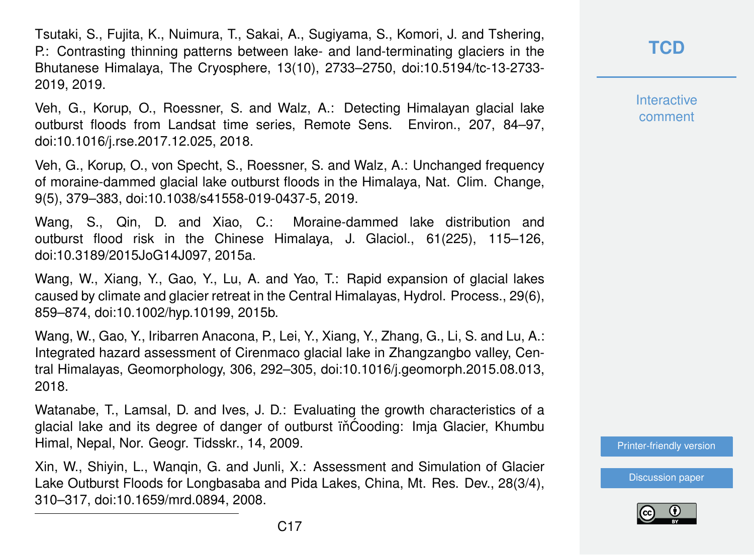Tsutaki, S., Fujita, K., Nuimura, T., Sakai, A., Sugiyama, S., Komori, J. and Tshering, P.: Contrasting thinning patterns between lake- and land-terminating glaciers in the Bhutanese Himalaya, The Cryosphere, 13(10), 2733–2750, doi:10.5194/tc-13-2733-2019, 2019.

Veh, G., Korup, O., Roessner, S. and Walz, A.: Detecting Himalayan glacial lake outburst floods from Landsat time series, Remote Sens. Environ., 207, 84–97, doi:10.1016/j.rse.2017.12.025, 2018.

Veh, G., Korup, O., von Specht, S., Roessner, S. and Walz, A.: Unchanged frequency of moraine-dammed glacial lake outburst floods in the Himalaya, Nat. Clim. Change, 9(5), 379–383, doi:10.1038/s41558-019-0437-5, 2019.

Wang, S., Qin, D. and Xiao, C.: Moraine-dammed lake distribution and outburst flood risk in the Chinese Himalaya, J. Glaciol., 61(225), 115–126, doi:10.3189/2015JoG14J097, 2015a.

Wang, W., Xiang, Y., Gao, Y., Lu, A. and Yao, T.: Rapid expansion of glacial lakes caused by climate and glacier retreat in the Central Himalayas, Hydrol. Process., 29(6), 859–874, doi:10.1002/hyp.10199, 2015b.

Wang, W., Gao, Y., Iribarren Anacona, P., Lei, Y., Xiang, Y., Zhang, G., Li, S. and Lu, A.: Integrated hazard assessment of Cirenmaco glacial lake in Zhangzangbo valley, Central Himalayas, Geomorphology, 306, 292–305, doi:10.1016/j.geomorph.2015.08.013, 2018.

Watanabe, T., Lamsal, D. and Ives, J. D.: Evaluating the growth characteristics of a glacial lake and its degree of danger of outburst ïňĆooding: Imja Glacier, Khumbu Himal, Nepal, Nor. Geogr. Tidsskr., 14, 2009.

Xin, W., Shiyin, L., Wanqin, G. and Junli, X.: Assessment and Simulation of Glacier Lake Outburst Floods for Longbasaba and Pida Lakes, China, Mt. Res. Dev., 28(3/4), 310–317, doi:10.1659/mrd.0894, 2008.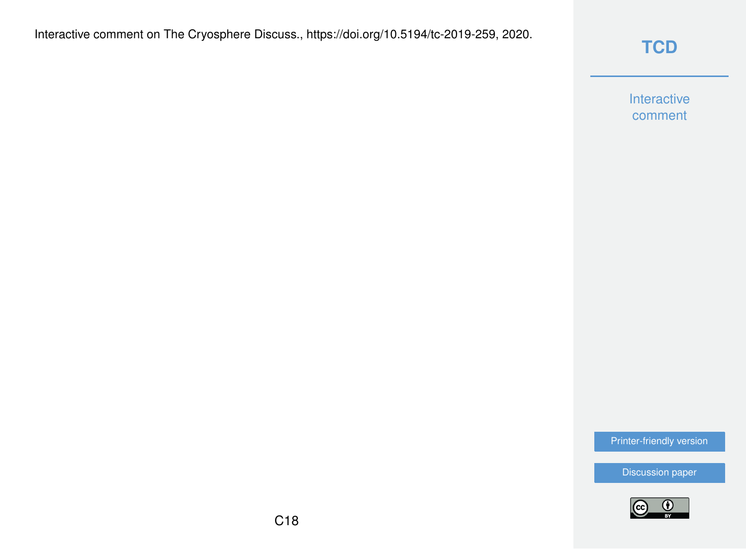Interactive comment on The Cryosphere Discuss., https://doi.org/10.5194/tc-2019-259, 2020.